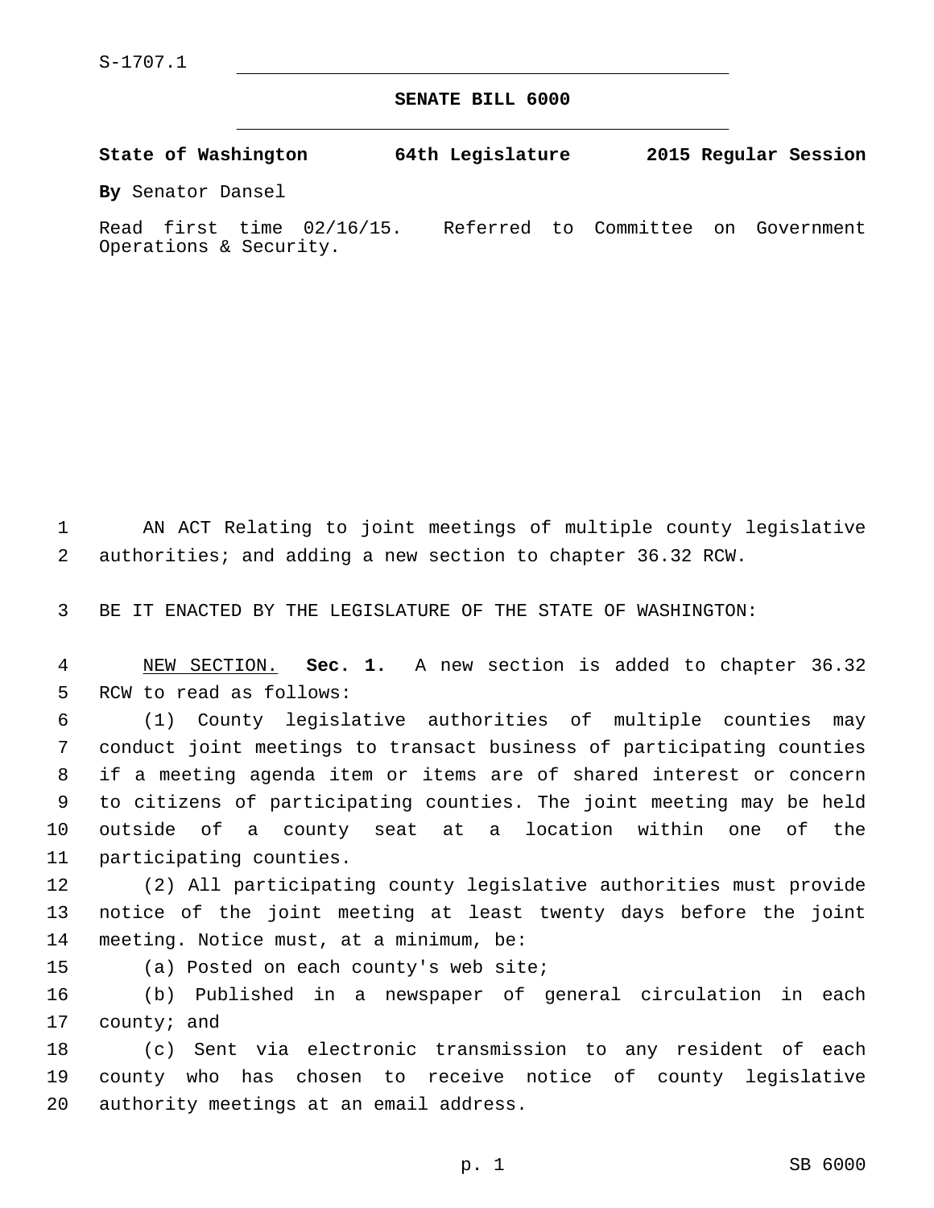S-1707.1

**SENATE BILL 6000**

**State of Washington 64th Legislature 2015 Regular Session**

**By** Senator Dansel

Read first time 02/16/15. Referred to Committee on Government Operations & Security.

AN ACT Relating to joint meetings of multiple county legislative authorities; and adding a new section to chapter 36.32 RCW.

BE IT ENACTED BY THE LEGISLATURE OF THE STATE OF WASHINGTON:

NEW SECTION. **Sec. 1.** A new section is added to chapter 36.32 RCW to read as follows:

(1) County legislative authorities of multiple counties may conduct joint meetings to transact business of participating counties if a meeting agenda item or items are of shared interest or concern to citizens of participating counties. The joint meeting may be held outside of a county seat at a location within one of the participating counties.

(2) All participating county legislative authorities must provide notice of the joint meeting at least twenty days before the joint meeting. Notice must, at a minimum, be:

(a) Posted on each county's web site;

(b) Published in a newspaper of general circulation in each county; and

(c) Sent via electronic transmission to any resident of each county who has chosen to receive notice of county legislative authority meetings at an email address.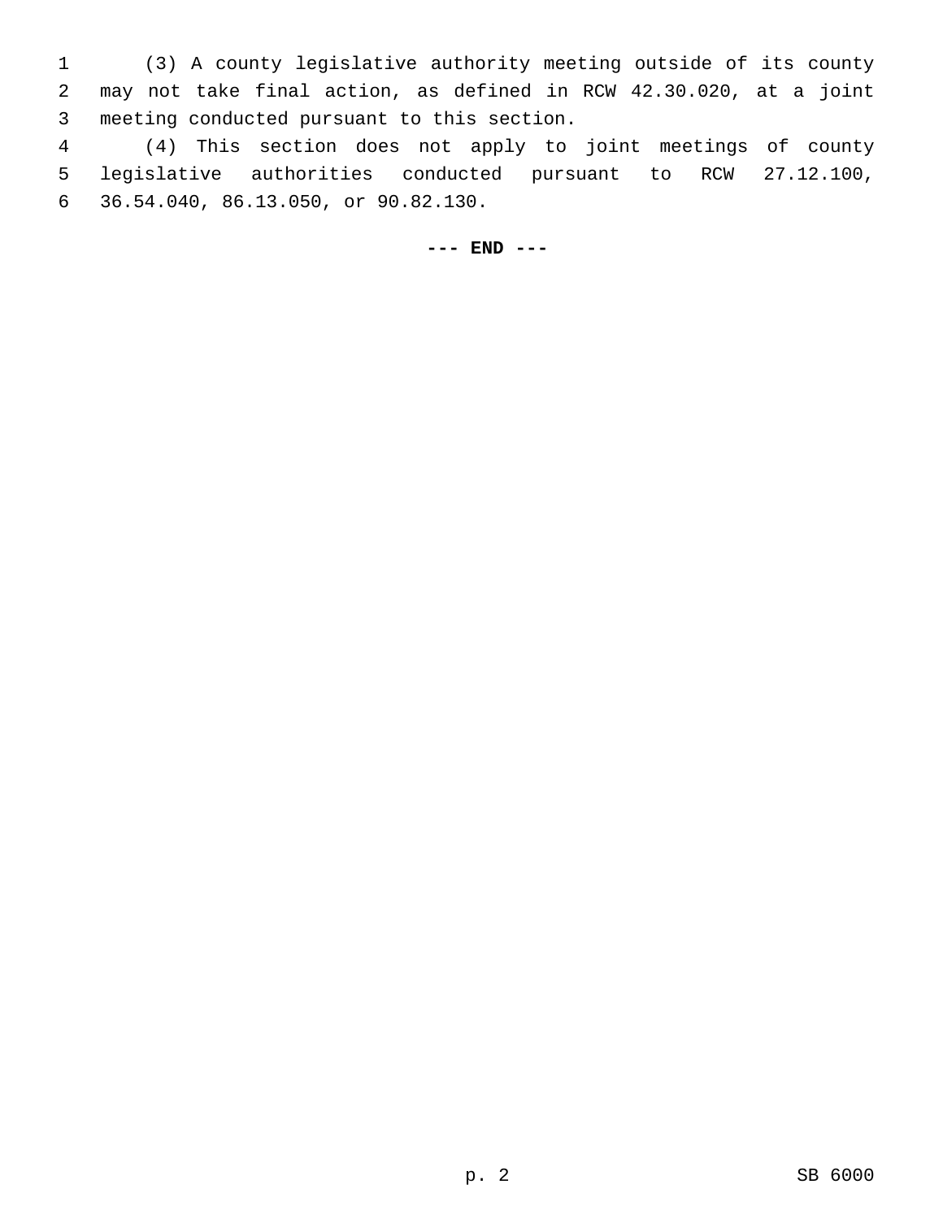(3) A county legislative authority meeting outside of its county may not take final action, as defined in RCW 42.30.020, at a joint meeting conducted pursuant to this section.

(4) This section does not apply to joint meetings of county legislative authorities conducted pursuant to RCW 27.12.100, 36.54.040, 86.13.050, or 90.82.130.

**--- END ---**